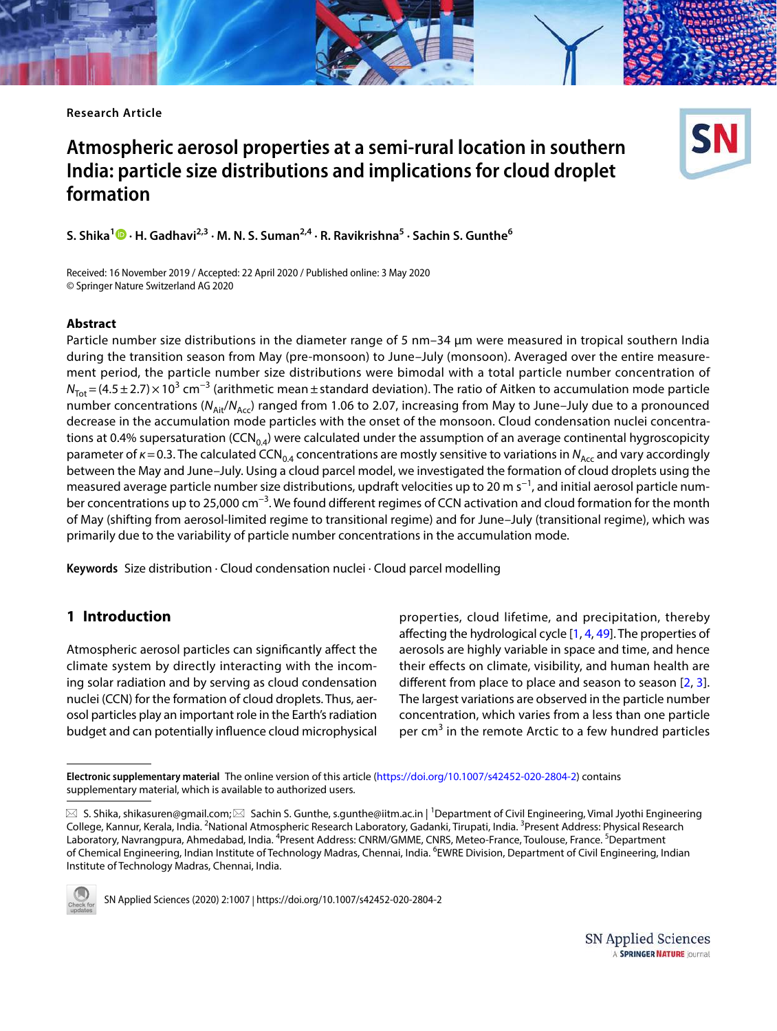Research Article

# Atmospheric aerosol properties at a semi-rural location in southern India: particle size distributions and implications for cloud droplet formation

**S. Shika**[1] · **H. Gadhavi**[2,3] · **M. N. S. Suman**[2,4] · **R. Ravikrishna**[5] · **Sachin S. Gunthe**[6]

Received: 16 November 2019 / Accepted: 22 April 2020 / Published online: 3 May 2020
© Springer Nature Switzerland AG 2020

## Abstract

Particle number size distributions in the diameter range of 5 nm–34 µm were measured in tropical southern India during the transition season from May (pre-monsoon) to June–July (monsoon). Averaged over the entire measurement period, the particle number size distributions were bimodal with a total particle number concentration of $N_{Tot} = (4.5 \pm 2.7) \times 10^3$ cm$^{-3}$ (arithmetic mean ± standard deviation). The ratio of Aitken to accumulation mode particle number concentrations ($N_{Ait}/N_{Acc}$) ranged from 1.06 to 2.07, increasing from May to June–July due to a pronounced decrease in the accumulation mode particles with the onset of the monsoon. Cloud condensation nuclei concentrations at 0.4% supersaturation ($CCN_{0.4}$) were calculated under the assumption of an average continental hygroscopicity parameter of $\kappa = 0.3$. The calculated $CCN_{0.4}$ concentrations are mostly sensitive to variations in $N_{Acc}$ and vary accordingly between the May and June–July. Using a cloud parcel model, we investigated the formation of cloud droplets using the measured average particle number size distributions, updraft velocities up to 20 m s$^{-1}$, and initial aerosol particle number concentrations up to 25,000 cm$^{-3}$. We found different regimes of CCN activation and cloud formation for the month of May (shifting from aerosol-limited regime to transitional regime) and for June–July (transitional regime), which was primarily due to the variability of particle number concentrations in the accumulation mode.

**Keywords** Size distribution · Cloud condensation nuclei · Cloud parcel modelling

## 1 Introduction

Atmospheric aerosol particles can significantly affect the climate system by directly interacting with the incoming solar radiation and by serving as cloud condensation nuclei (CCN) for the formation of cloud droplets. Thus, aerosol particles play an important role in the Earth's radiation budget and can potentially influence cloud microphysical properties, cloud lifetime, and precipitation, thereby affecting the hydrological cycle [1, 4, 49]. The properties of aerosols are highly variable in space and time, and hence their effects on climate, visibility, and human health are different from place to place and season to season [2, 3]. The largest variations are observed in the particle number concentration, which varies from a less than one particle per cm$^3$ in the remote Arctic to a few hundred particles

---

**Electronic supplementary material** The online version of this article (https://doi.org/10.1007/s42452-020-2804-2) contains supplementary material, which is available to authorized users.

✉ S. Shika, shikasuren@gmail.com; ✉ Sachin S. Gunthe, s.gunthe@iitm.ac.in | [1]Department of Civil Engineering, Vimal Jyothi Engineering College, Kannur, Kerala, India. [2]National Atmospheric Research Laboratory, Gadanki, Tirupati, India. [3]Present Address: Physical Research Laboratory, Navrangpura, Ahmedabad, India. [4]Present Address: CNRM/GMME, CNRS, Meteo-France, Toulouse, France. [5]Department of Chemical Engineering, Indian Institute of Technology Madras, Chennai, India. [6]EWRE Division, Department of Civil Engineering, Indian Institute of Technology Madras, Chennai, India.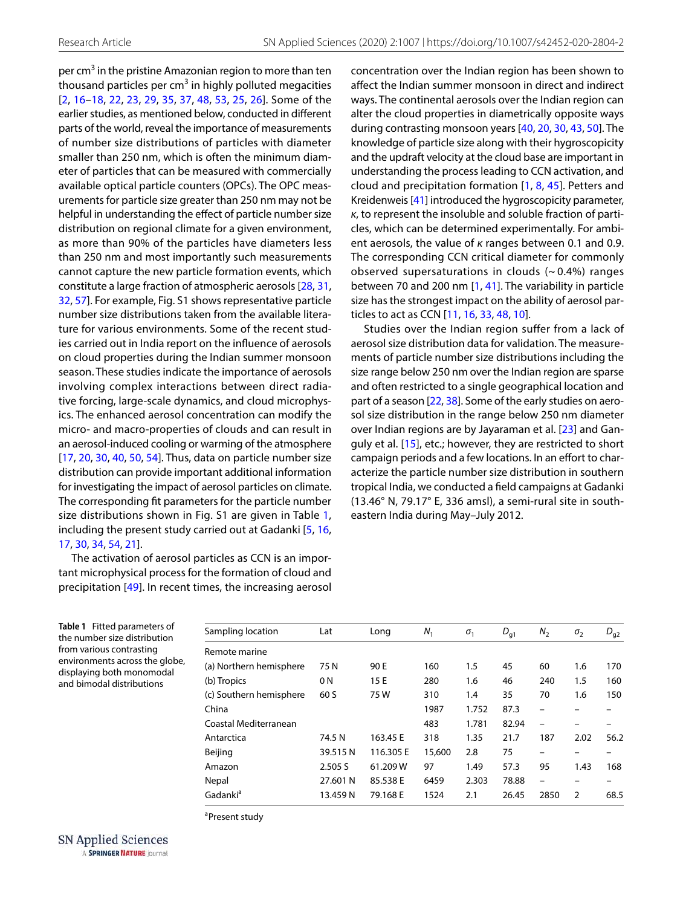per cm$^3$ in the pristine Amazonian region to more than ten thousand particles per cm$^3$ in highly polluted megacities [2, 16–18, 22, 23, 29, 35, 37, 48, 53, 25, 26]. Some of the earlier studies, as mentioned below, conducted in different parts of the world, reveal the importance of measurements of number size distributions of particles with diameter smaller than 250 nm, which is often the minimum diameter of particles that can be measured with commercially available optical particle counters (OPCs). The OPC measurements for particle size greater than 250 nm may not be helpful in understanding the effect of particle number size distribution on regional climate for a given environment, as more than 90% of the particles have diameters less than 250 nm and most importantly such measurements cannot capture the new particle formation events, which constitute a large fraction of atmospheric aerosols [28, 31, 32, 57]. For example, Fig. S1 shows representative particle number size distributions taken from the available literature for various environments. Some of the recent studies carried out in India report on the influence of aerosols on cloud properties during the Indian summer monsoon season. These studies indicate the importance of aerosols involving complex interactions between direct radiative forcing, large-scale dynamics, and cloud microphysics. The enhanced aerosol concentration can modify the micro- and macro-properties of clouds and can result in an aerosol-induced cooling or warming of the atmosphere [17, 20, 30, 40, 50, 54]. Thus, data on particle number size distribution can provide important additional information for investigating the impact of aerosol particles on climate. The corresponding fit parameters for the particle number size distributions shown in Fig. S1 are given in Table 1, including the present study carried out at Gadanki [5, 16, 17, 30, 34, 54, 21].

The activation of aerosol particles as CCN is an important microphysical process for the formation of cloud and precipitation [49]. In recent times, the increasing aerosol concentration over the Indian region has been shown to affect the Indian summer monsoon in direct and indirect ways. The continental aerosols over the Indian region can alter the cloud properties in diametrically opposite ways during contrasting monsoon years [40, 20, 30, 43, 50]. The knowledge of particle size along with their hygroscopicity and the updraft velocity at the cloud base are important in understanding the process leading to CCN activation, and cloud and precipitation formation [1, 8, 45]. Petters and Kreidenweis [41] introduced the hygroscopicity parameter, $\kappa$, to represent the insoluble and soluble fraction of particles, which can be determined experimentally. For ambient aerosols, the value of $\kappa$ ranges between 0.1 and 0.9. The corresponding CCN critical diameter for commonly observed supersaturations in clouds (~0.4%) ranges between 70 and 200 nm [1, 41]. The variability in particle size has the strongest impact on the ability of aerosol particles to act as CCN [11, 16, 33, 48, 10].

Studies over the Indian region suffer from a lack of aerosol size distribution data for validation. The measurements of particle number size distributions including the size range below 250 nm over the Indian region are sparse and often restricted to a single geographical location and part of a season [22, 38]. Some of the early studies on aerosol size distribution in the range below 250 nm diameter over Indian regions are by Jayaraman et al. [23] and Ganguly et al. [15], etc.; however, they are restricted to short campaign periods and a few locations. In an effort to characterize the particle number size distribution in southern tropical India, we conducted a field campaigns at Gadanki (13.46° N, 79.17° E, 336 amsl), a semi-rural site in southeastern India during May–July 2012.

**Table 1** Fitted parameters of the number size distribution from various contrasting environments across the globe, displaying both monomodal and bimodal distributions

| Sampling location | Lat | Long | $N_1$ | $\sigma_1$ | $D_{g1}$ | $N_2$ | $\sigma_2$ | $D_{g2}$ |
|---|---|---|---|---|---|---|---|---|
| Remote marine | | | | | | | | |
| (a) Northern hemisphere | 75 N | 90 E | 160 | 1.5 | 45 | 60 | 1.6 | 170 |
| (b) Tropics | 0 N | 15 E | 280 | 1.6 | 46 | 240 | 1.5 | 160 |
| (c) Southern hemisphere | 60 S | 75 W | 310 | 1.4 | 35 | 70 | 1.6 | 150 |
| China | | | 1987 | 1.752 | 87.3 | – | – | – |
| Coastal Mediterranean | | | 483 | 1.781 | 82.94 | – | – | – |
| Antarctica | 74.5 N | 163.45 E | 318 | 1.35 | 21.7 | 187 | 2.02 | 56.2 |
| Beijing | 39.515 N | 116.305 E | 15,600 | 2.8 | 75 | – | – | – |
| Amazon | 2.505 S | 61.209 W | 97 | 1.49 | 57.3 | 95 | 1.43 | 168 |
| Nepal | 27.601 N | 85.538 E | 6459 | 2.303 | 78.88 | – | – | – |
| Gadanki[a] | 13.459 N | 79.168 E | 1524 | 2.1 | 26.45 | 2850 | 2 | 68.5 |

[a]Present study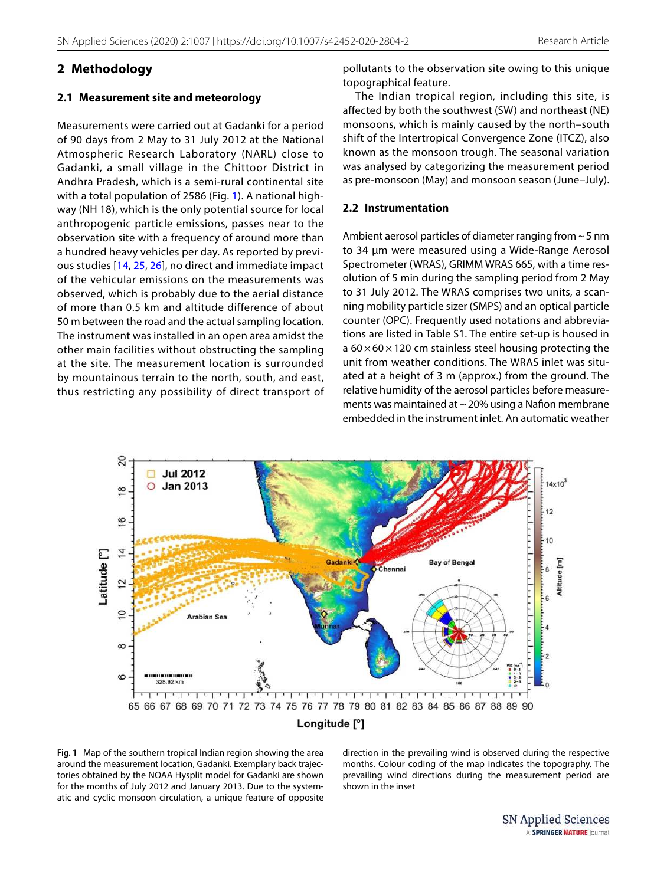## 2 Methodology

### 2.1 Measurement site and meteorology

Measurements were carried out at Gadanki for a period of 90 days from 2 May to 31 July 2012 at the National Atmospheric Research Laboratory (NARL) close to Gadanki, a small village in the Chittoor District in Andhra Pradesh, which is a semi-rural continental site with a total population of 2586 (Fig. 1). A national highway (NH 18), which is the only potential source for local anthropogenic particle emissions, passes near to the observation site with a frequency of around more than a hundred heavy vehicles per day. As reported by previous studies [14, 25, 26], no direct and immediate impact of the vehicular emissions on the measurements was observed, which is probably due to the aerial distance of more than 0.5 km and altitude difference of about 50 m between the road and the actual sampling location. The instrument was installed in an open area amidst the other main facilities without obstructing the sampling at the site. The measurement location is surrounded by mountainous terrain to the north, south, and east, thus restricting any possibility of direct transport of pollutants to the observation site owing to this unique topographical feature.

The Indian tropical region, including this site, is affected by both the southwest (SW) and northeast (NE) monsoons, which is mainly caused by the north–south shift of the Intertropical Convergence Zone (ITCZ), also known as the monsoon trough. The seasonal variation was analysed by categorizing the measurement period as pre-monsoon (May) and monsoon season (June–July).

### 2.2 Instrumentation

Ambient aerosol particles of diameter ranging from ~ 5 nm to 34 µm were measured using a Wide-Range Aerosol Spectrometer (WRAS), GRIMM WRAS 665, with a time resolution of 5 min during the sampling period from 2 May to 31 July 2012. The WRAS comprises two units, a scanning mobility particle sizer (SMPS) and an optical particle counter (OPC). Frequently used notations and abbreviations are listed in Table S1. The entire set-up is housed in a $60 \times 60 \times 120$ cm stainless steel housing protecting the unit from weather conditions. The WRAS inlet was situated at a height of 3 m (approx.) from the ground. The relative humidity of the aerosol particles before measurements was maintained at ~ 20% using a Nafion membrane embedded in the instrument inlet. An automatic weather

**Fig. 1** Map of the southern tropical Indian region showing the area around the measurement location, Gadanki. Exemplary back trajectories obtained by the NOAA Hysplit model for Gadanki are shown for the months of July 2012 and January 2013. Due to the systematic and cyclic monsoon circulation, a unique feature of opposite direction in the prevailing wind is observed during the respective months. Colour coding of the map indicates the topography. The prevailing wind directions during the measurement period are shown in the inset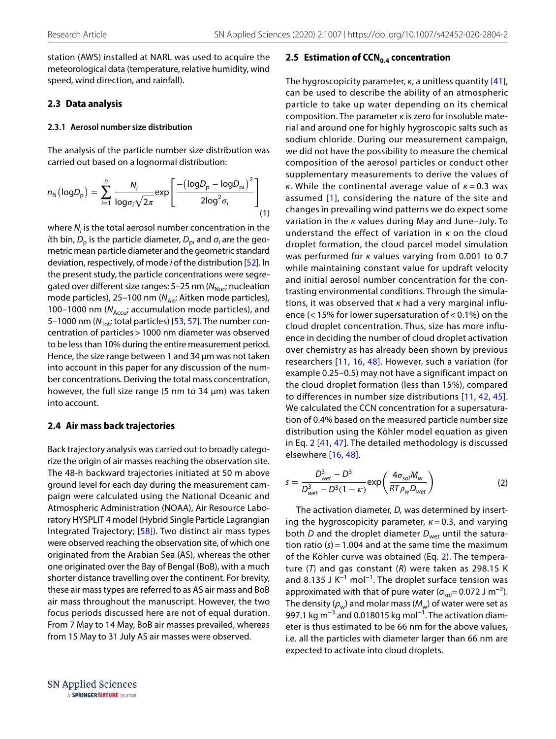station (AWS) installed at NARL was used to acquire the meteorological data (temperature, relative humidity, wind speed, wind direction, and rainfall).

### 2.3 Data analysis

#### 2.3.1 Aerosol number size distribution

The analysis of the particle number size distribution was carried out based on a lognormal distribution:

$$n_N(\log D_p) = \sum_{i=1}^{n} \frac{N_i}{\log\sigma_i \sqrt{2\pi}} \exp\left[\frac{-(\log D_p - \log D_{pi})^2}{2\log^2\sigma_i}\right] \tag{1}$$

where $N_i$ is the total aerosol number concentration in the $i$th bin, $D_p$ is the particle diameter, $D_{pi}$ and $\sigma_i$ are the geometric mean particle diameter and the geometric standard deviation, respectively, of mode $i$ of the distribution [52]. In the present study, the particle concentrations were segregated over different size ranges: 5–25 nm ($N_{Nuc}$; nucleation mode particles), 25–100 nm ($N_{Ait}$; Aitken mode particles), 100–1000 nm ($N_{Accu}$; accumulation mode particles), and 5–1000 nm ($N_{Tot}$; total particles) [53, 57]. The number concentration of particles > 1000 nm diameter was observed to be less than 10% during the entire measurement period. Hence, the size range between 1 and 34 µm was not taken into account in this paper for any discussion of the number concentrations. Deriving the total mass concentration, however, the full size range (5 nm to 34 µm) was taken into account.

### 2.4 Air mass back trajectories

Back trajectory analysis was carried out to broadly categorize the origin of air masses reaching the observation site. The 48-h backward trajectories initiated at 50 m above ground level for each day during the measurement campaign were calculated using the National Oceanic and Atmospheric Administration (NOAA), Air Resource Laboratory HYSPLIT 4 model (Hybrid Single Particle Lagrangian Integrated Trajectory; [58]). Two distinct air mass types were observed reaching the observation site, of which one originated from the Arabian Sea (AS), whereas the other one originated over the Bay of Bengal (BoB), with a much shorter distance travelling over the continent. For brevity, these air mass types are referred to as AS air mass and BoB air mass throughout the manuscript. However, the two focus periods discussed here are not of equal duration. From 7 May to 14 May, BoB air masses prevailed, whereas from 15 May to 31 July AS air masses were observed.

### 2.5 Estimation of $CCN_{0.4}$ concentration

The hygroscopicity parameter, $\kappa$, a unitless quantity [41], can be used to describe the ability of an atmospheric particle to take up water depending on its chemical composition. The parameter $\kappa$ is zero for insoluble material and around one for highly hygroscopic salts such as sodium chloride. During our measurement campaign, we did not have the possibility to measure the chemical composition of the aerosol particles or conduct other supplementary measurements to derive the values of $\kappa$. While the continental average value of $\kappa = 0.3$ was assumed [1], considering the nature of the site and changes in prevailing wind patterns we do expect some variation in the $\kappa$ values during May and June–July. To understand the effect of variation in $\kappa$ on the cloud droplet formation, the cloud parcel model simulation was performed for $\kappa$ values varying from 0.001 to 0.7 while maintaining constant value for updraft velocity and initial aerosol number concentration for the contrasting environmental conditions. Through the simulations, it was observed that $\kappa$ had a very marginal influence (< 15% for lower supersaturation of < 0.1%) on the cloud droplet concentration. Thus, size has more influence in deciding the number of cloud droplet activation over chemistry as has already been shown by previous researchers [11, 16, 48]. However, such a variation (for example 0.25–0.5) may not have a significant impact on the cloud droplet formation (less than 15%), compared to differences in number size distributions [11, 42, 45]. We calculated the CCN concentration for a supersaturation of 0.4% based on the measured particle number size distribution using the Köhler model equation as given in Eq. 2 [41, 47]. The detailed methodology is discussed elsewhere [16, 48].

$$s = \frac{D_{wet}^3 - D^3}{D_{wet}^3 - D^3(1-\kappa)} \exp\left(\frac{4\sigma_{sol} M_w}{RT\rho_w D_{wet}}\right) \tag{2}$$

The activation diameter, $D$, was determined by inserting the hygroscopicity parameter, $\kappa = 0.3$, and varying both $D$ and the droplet diameter $D_{wet}$ until the saturation ratio ($s$) = 1.004 and at the same time the maximum of the Köhler curve was obtained (Eq. 2). The temperature ($T$) and gas constant ($R$) were taken as 298.15 K and 8.135 J K$^{-1}$ mol$^{-1}$. The droplet surface tension was approximated with that of pure water ($\sigma_{sol}$ = 0.072 J m$^{-2}$). The density ($\rho_w$) and molar mass ($M_w$) of water were set as 997.1 kg m$^{-3}$ and 0.018015 kg mol$^{-1}$. The activation diameter is thus estimated to be 66 nm for the above values, i.e. all the particles with diameter larger than 66 nm are expected to activate into cloud droplets.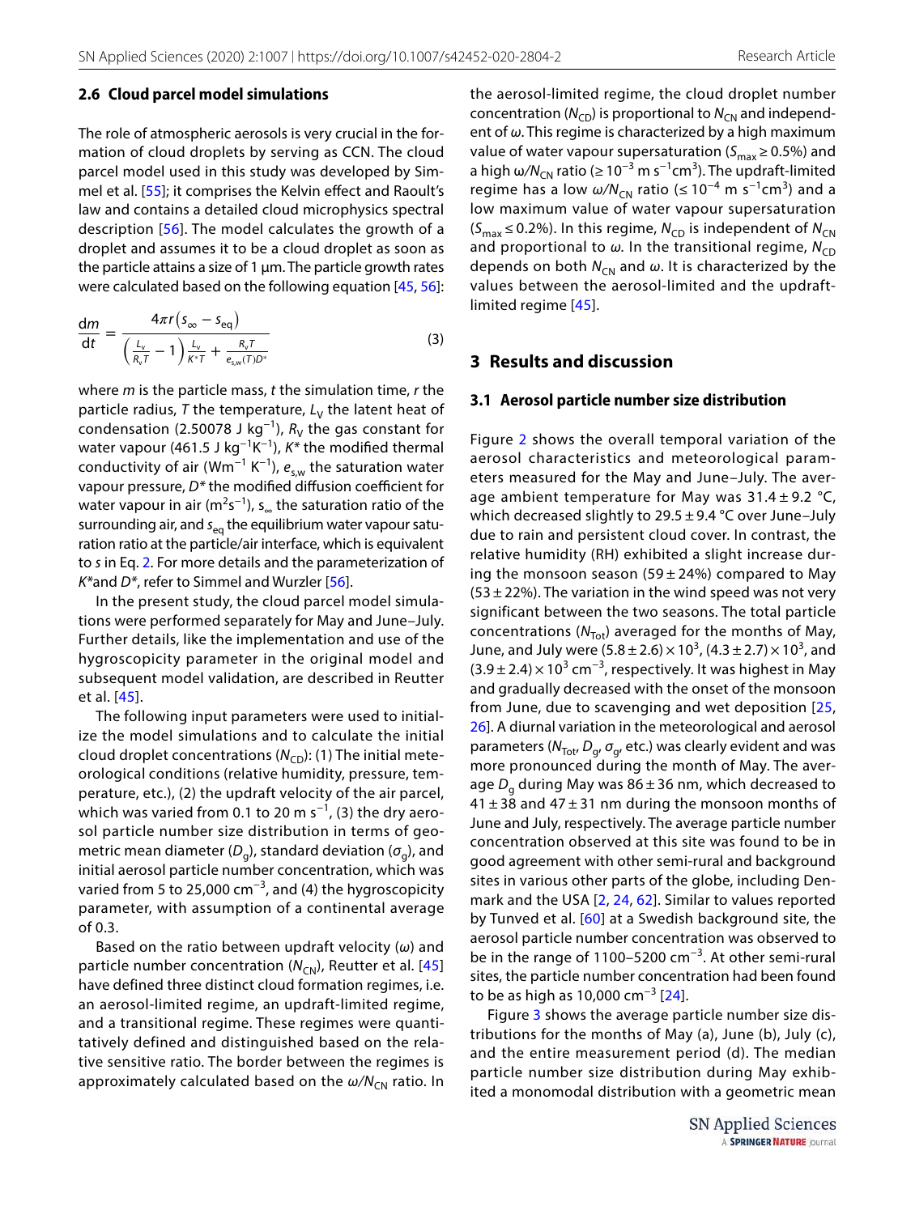### 2.6 Cloud parcel model simulations

The role of atmospheric aerosols is very crucial in the formation of cloud droplets by serving as CCN. The cloud parcel model used in this study was developed by Simmel et al. [55]; it comprises the Kelvin effect and Raoult's law and contains a detailed cloud microphysics spectral description [56]. The model calculates the growth of a droplet and assumes it to be a cloud droplet as soon as the particle attains a size of 1 µm. The particle growth rates were calculated based on the following equation [45, 56]:

$$\frac{dm}{dt} = \frac{4\pi r\left(s_{\infty} - s_{eq}\right)}{\left(\frac{L_v}{R_v T} - 1\right)\frac{L_v}{K^* T} + \frac{R_v T}{e_{s,w}(T) D^*}} \tag{3}$$

where $m$ is the particle mass, $t$ the simulation time, $r$ the particle radius, $T$ the temperature, $L_V$ the latent heat of condensation (2.50078 J kg$^{-1}$), $R_V$ the gas constant for water vapour (461.5 J kg$^{-1}$K$^{-1}$), $K^*$ the modified thermal conductivity of air (Wm$^{-1}$ K$^{-1}$), $e_{s,w}$ the saturation water vapour pressure, $D^*$ the modified diffusion coefficient for water vapour in air (m$^2$s$^{-1}$), $s_{\infty}$ the saturation ratio of the surrounding air, and $s_{eq}$ the equilibrium water vapour saturation ratio at the particle/air interface, which is equivalent to $s$ in Eq. 2. For more details and the parameterization of $K^*$and $D^*$, refer to Simmel and Wurzler [56].

In the present study, the cloud parcel model simulations were performed separately for May and June–July. Further details, like the implementation and use of the hygroscopicity parameter in the original model and subsequent model validation, are described in Reutter et al. [45].

The following input parameters were used to initialize the model simulations and to calculate the initial cloud droplet concentrations ($N_{CD}$): (1) The initial meteorological conditions (relative humidity, pressure, temperature, etc.), (2) the updraft velocity of the air parcel, which was varied from 0.1 to 20 m s$^{-1}$, (3) the dry aerosol particle number size distribution in terms of geometric mean diameter ($D_g$), standard deviation ($\sigma_g$), and initial aerosol particle number concentration, which was varied from 5 to 25,000 cm$^{-3}$, and (4) the hygroscopicity parameter, with assumption of a continental average of 0.3.

Based on the ratio between updraft velocity ($\omega$) and particle number concentration ($N_{CN}$), Reutter et al. [45] have defined three distinct cloud formation regimes, i.e. an aerosol-limited regime, an updraft-limited regime, and a transitional regime. These regimes were quantitatively defined and distinguished based on the relative sensitive ratio. The border between the regimes is approximately calculated based on the $\omega/N_{CN}$ ratio. In the aerosol-limited regime, the cloud droplet number concentration ($N_{CD}$) is proportional to $N_{CN}$ and independent of $\omega$. This regime is characterized by a high maximum value of water vapour supersaturation ($S_{max} \geq 0.5\%$) and a high $\omega/N_{CN}$ ratio ($\geq 10^{-3}$ m s$^{-1}$cm$^3$). The updraft-limited regime has a low $\omega/N_{CN}$ ratio ($\leq 10^{-4}$ m s$^{-1}$cm$^3$) and a low maximum value of water vapour supersaturation ($S_{max} \leq 0.2\%$). In this regime, $N_{CD}$ is independent of $N_{CN}$ and proportional to $\omega$. In the transitional regime, $N_{CD}$ depends on both $N_{CN}$ and $\omega$. It is characterized by the values between the aerosol-limited and the updraft-limited regime [45].

## 3 Results and discussion

### 3.1 Aerosol particle number size distribution

Figure 2 shows the overall temporal variation of the aerosol characteristics and meteorological parameters measured for the May and June–July. The average ambient temperature for May was 31.4 ± 9.2 °C, which decreased slightly to 29.5 ± 9.4 °C over June–July due to rain and persistent cloud cover. In contrast, the relative humidity (RH) exhibited a slight increase during the monsoon season (59 ± 24%) compared to May (53 ± 22%). The variation in the wind speed was not very significant between the two seasons. The total particle concentrations ($N_{Tot}$) averaged for the months of May, June, and July were (5.8 ± 2.6) × 10$^3$, (4.3 ± 2.7) × 10$^3$, and (3.9 ± 2.4) × 10$^3$ cm$^{-3}$, respectively. It was highest in May and gradually decreased with the onset of the monsoon from June, due to scavenging and wet deposition [25, 26]. A diurnal variation in the meteorological and aerosol parameters ($N_{Tot}$, $D_g$, $\sigma_g$, etc.) was clearly evident and was more pronounced during the month of May. The average $D_g$ during May was 86 ± 36 nm, which decreased to 41 ± 38 and 47 ± 31 nm during the monsoon months of June and July, respectively. The average particle number concentration observed at this site was found to be in good agreement with other semi-rural and background sites in various other parts of the globe, including Denmark and the USA [2, 24, 62]. Similar to values reported by Tunved et al. [60] at a Swedish background site, the aerosol particle number concentration was observed to be in the range of 1100–5200 cm$^{-3}$. At other semi-rural sites, the particle number concentration had been found to be as high as 10,000 cm$^{-3}$ [24].

Figure 3 shows the average particle number size distributions for the months of May (a), June (b), July (c), and the entire measurement period (d). The median particle number size distribution during May exhibited a monomodal distribution with a geometric mean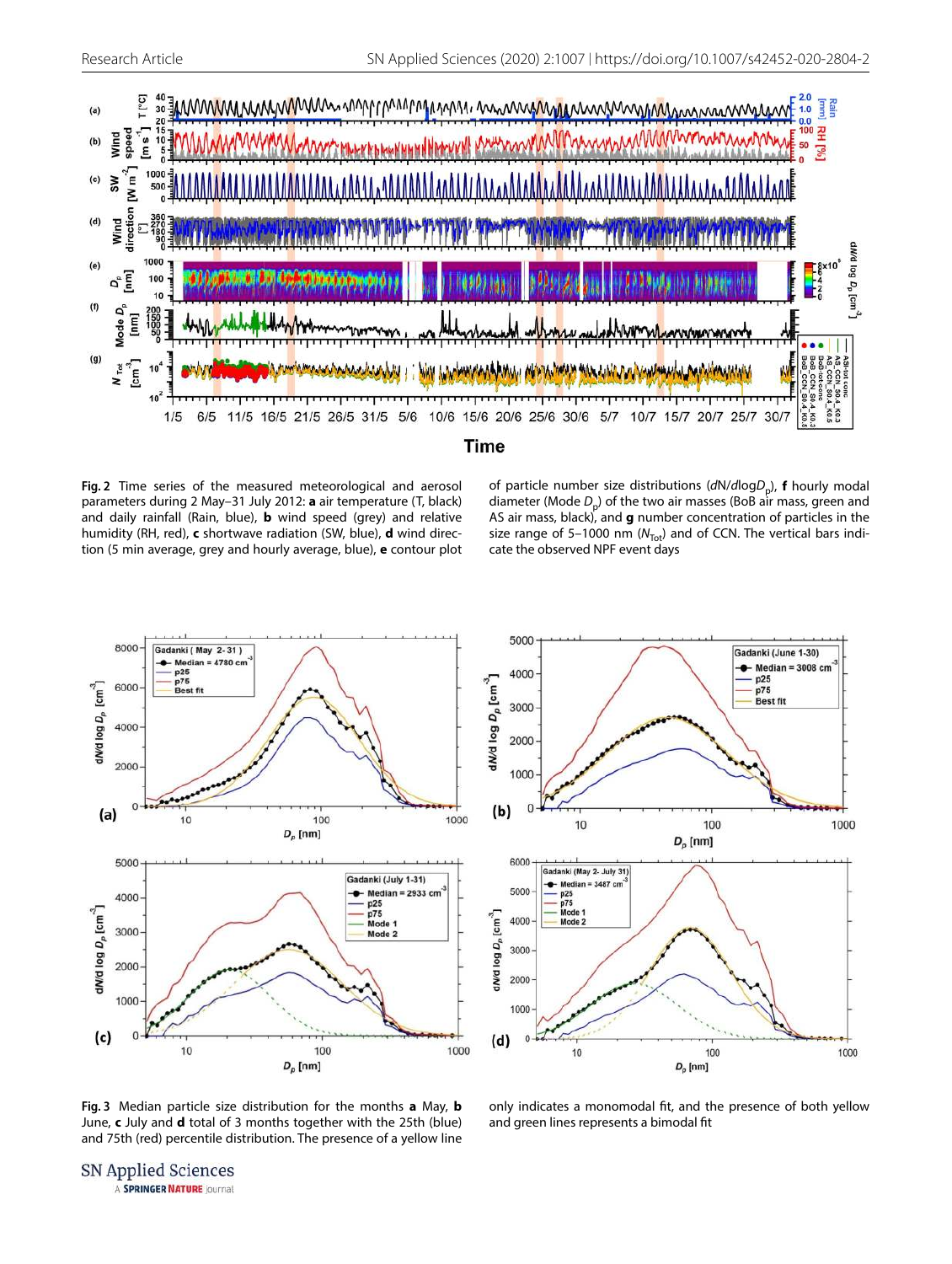**Fig. 2** Time series of the measured meteorological and aerosol parameters during 2 May–31 July 2012: **a** air temperature (T, black) and daily rainfall (Rain, blue), **b** wind speed (grey) and relative humidity (RH, red), **c** shortwave radiation (SW, blue), **d** wind direction (5 min average, grey and hourly average, blue), **e** contour plot of particle number size distributions ($dN/d\log D_p$), **f** hourly modal diameter (Mode $D_p$) of the two air masses (BoB air mass, green and AS air mass, black), and **g** number concentration of particles in the size range of 5–1000 nm ($N_{Tot}$) and of CCN. The vertical bars indicate the observed NPF event days

**Fig. 3** Median particle size distribution for the months **a** May, **b** June, **c** July and **d** total of 3 months together with the 25th (blue) and 75th (red) percentile distribution. The presence of a yellow line only indicates a monomodal fit, and the presence of both yellow and green lines represents a bimodal fit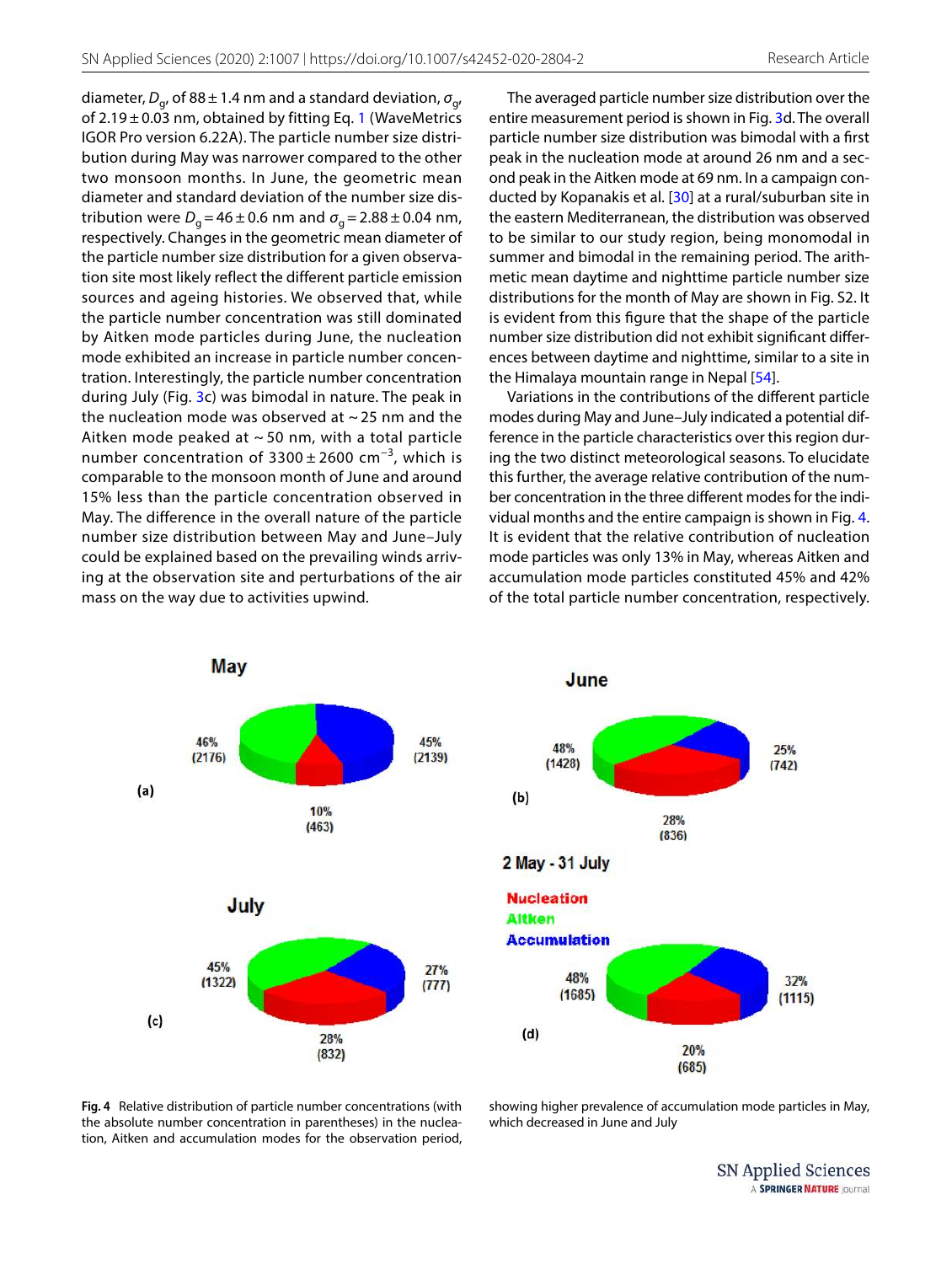diameter, $D_g$, of 88 ± 1.4 nm and a standard deviation, $\sigma_g$, of 2.19 ± 0.03 nm, obtained by fitting Eq. 1 (WaveMetrics IGOR Pro version 6.22A). The particle number size distribution during May was narrower compared to the other two monsoon months. In June, the geometric mean diameter and standard deviation of the number size distribution were $D_g = 46 \pm 0.6$ nm and $\sigma_g = 2.88 \pm 0.04$ nm, respectively. Changes in the geometric mean diameter of the particle number size distribution for a given observation site most likely reflect the different particle emission sources and ageing histories. We observed that, while the particle number concentration was still dominated by Aitken mode particles during June, the nucleation mode exhibited an increase in particle number concentration. Interestingly, the particle number concentration during July (Fig. 3c) was bimodal in nature. The peak in the nucleation mode was observed at ~ 25 nm and the Aitken mode peaked at ~ 50 nm, with a total particle number concentration of 3300 ± 2600 $cm^{-3}$, which is comparable to the monsoon month of June and around 15% less than the particle concentration observed in May. The difference in the overall nature of the particle number size distribution between May and June–July could be explained based on the prevailing winds arriving at the observation site and perturbations of the air mass on the way due to activities upwind.

The averaged particle number size distribution over the entire measurement period is shown in Fig. 3d. The overall particle number size distribution was bimodal with a first peak in the nucleation mode at around 26 nm and a second peak in the Aitken mode at 69 nm. In a campaign conducted by Kopanakis et al. [30] at a rural/suburban site in the eastern Mediterranean, the distribution was observed to be similar to our study region, being monomodal in summer and bimodal in the remaining period. The arithmetic mean daytime and nighttime particle number size distributions for the month of May are shown in Fig. S2. It is evident from this figure that the shape of the particle number size distribution did not exhibit significant differences between daytime and nighttime, similar to a site in the Himalaya mountain range in Nepal [54].

Variations in the contributions of the different particle modes during May and June–July indicated a potential difference in the particle characteristics over this region during the two distinct meteorological seasons. To elucidate this further, the average relative contribution of the number concentration in the three different modes for the individual months and the entire campaign is shown in Fig. 4. It is evident that the relative contribution of nucleation mode particles was only 13% in May, whereas Aitken and accumulation mode particles constituted 45% and 42% of the total particle number concentration, respectively.

**Fig. 4** Relative distribution of particle number concentrations (with the absolute number concentration in parentheses) in the nucleation, Aitken and accumulation modes for the observation period, showing higher prevalence of accumulation mode particles in May, which decreased in June and July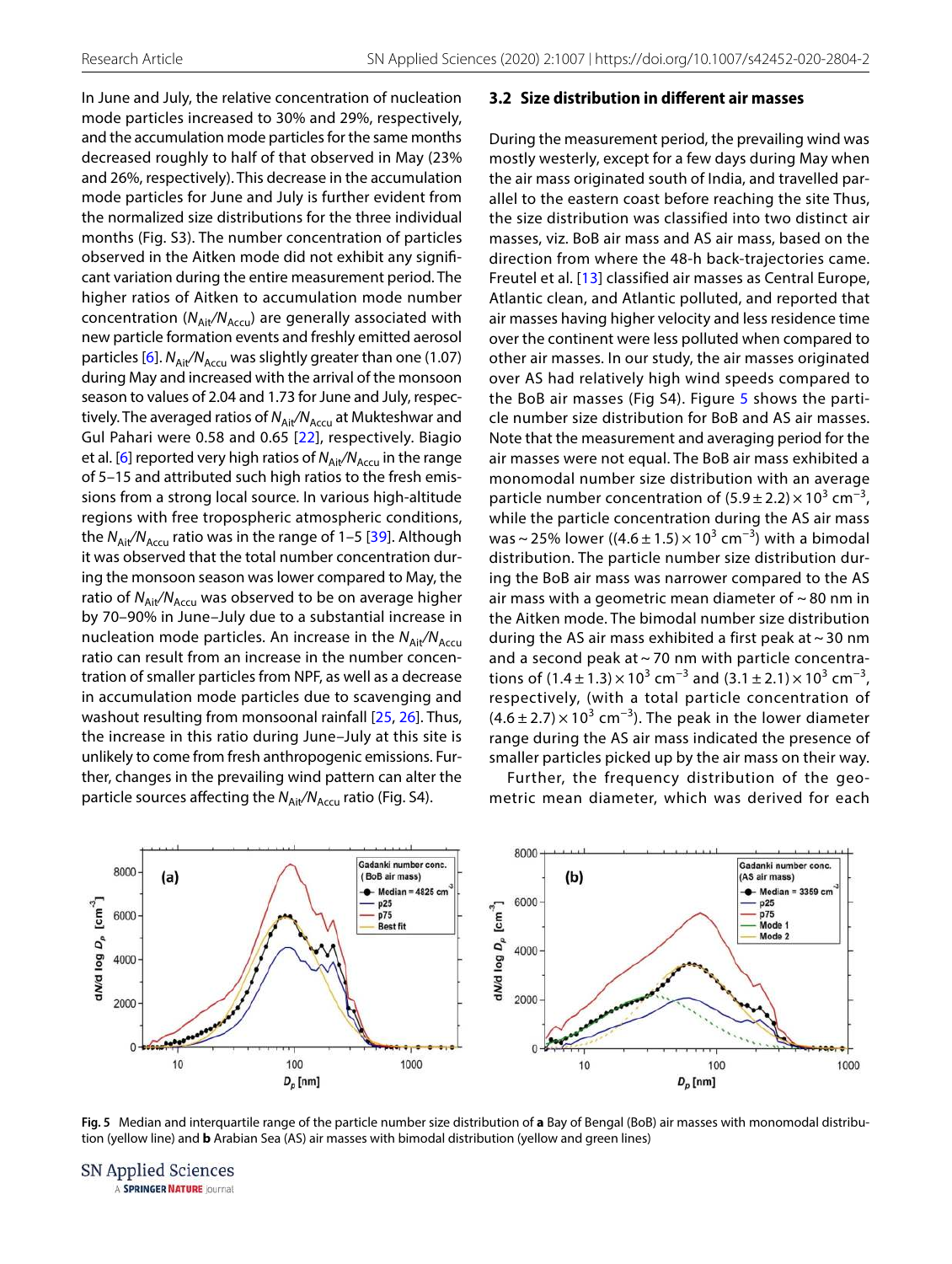In June and July, the relative concentration of nucleation mode particles increased to 30% and 29%, respectively, and the accumulation mode particles for the same months decreased roughly to half of that observed in May (23% and 26%, respectively). This decrease in the accumulation mode particles for June and July is further evident from the normalized size distributions for the three individual months (Fig. S3). The number concentration of particles observed in the Aitken mode did not exhibit any significant variation during the entire measurement period. The higher ratios of Aitken to accumulation mode number concentration ($N_{Ait}/N_{Accu}$) are generally associated with new particle formation events and freshly emitted aerosol particles [6]. $N_{Ait}/N_{Accu}$ was slightly greater than one (1.07) during May and increased with the arrival of the monsoon season to values of 2.04 and 1.73 for June and July, respectively. The averaged ratios of $N_{Ait}/N_{Accu}$ at Mukteshwar and Gul Pahari were 0.58 and 0.65 [22], respectively. Biagio et al. [6] reported very high ratios of $N_{Ait}/N_{Accu}$ in the range of 5–15 and attributed such high ratios to the fresh emissions from a strong local source. In various high-altitude regions with free tropospheric atmospheric conditions, the $N_{Ait}/N_{Accu}$ ratio was in the range of 1–5 [39]. Although it was observed that the total number concentration during the monsoon season was lower compared to May, the ratio of $N_{Ait}/N_{Accu}$ was observed to be on average higher by 70–90% in June–July due to a substantial increase in nucleation mode particles. An increase in the $N_{Ait}/N_{Accu}$ ratio can result from an increase in the number concentration of smaller particles from NPF, as well as a decrease in accumulation mode particles due to scavenging and washout resulting from monsoonal rainfall [25, 26]. Thus, the increase in this ratio during June–July at this site is unlikely to come from fresh anthropogenic emissions. Further, changes in the prevailing wind pattern can alter the particle sources affecting the $N_{Ait}/N_{Accu}$ ratio (Fig. S4).

### 3.2 Size distribution in different air masses

During the measurement period, the prevailing wind was mostly westerly, except for a few days during May when the air mass originated south of India, and travelled parallel to the eastern coast before reaching the site Thus, the size distribution was classified into two distinct air masses, viz. BoB air mass and AS air mass, based on the direction from where the 48-h back-trajectories came. Freutel et al. [13] classified air masses as Central Europe, Atlantic clean, and Atlantic polluted, and reported that air masses having higher velocity and less residence time over the continent were less polluted when compared to other air masses. In our study, the air masses originated over AS had relatively high wind speeds compared to the BoB air masses (Fig S4). Figure 5 shows the particle number size distribution for BoB and AS air masses. Note that the measurement and averaging period for the air masses were not equal. The BoB air mass exhibited a monomodal number size distribution with an average particle number concentration of $(5.9 \pm 2.2) \times 10^3$ cm$^{-3}$, while the particle concentration during the AS air mass was ~ 25% lower ($(4.6 \pm 1.5) \times 10^3$ cm$^{-3}$) with a bimodal distribution. The particle number size distribution during the BoB air mass was narrower compared to the AS air mass with a geometric mean diameter of ~ 80 nm in the Aitken mode. The bimodal number size distribution during the AS air mass exhibited a first peak at ~ 30 nm and a second peak at ~ 70 nm with particle concentrations of $(1.4 \pm 1.3) \times 10^3$ cm$^{-3}$ and $(3.1 \pm 2.1) \times 10^3$ cm$^{-3}$, respectively, (with a total particle concentration of $(4.6 \pm 2.7) \times 10^3$ cm$^{-3}$). The peak in the lower diameter range during the AS air mass indicated the presence of smaller particles picked up by the air mass on their way.

Further, the frequency distribution of the geometric mean diameter, which was derived for each

**Fig. 5** Median and interquartile range of the particle number size distribution of **a** Bay of Bengal (BoB) air masses with monomodal distribution (yellow line) and **b** Arabian Sea (AS) air masses with bimodal distribution (yellow and green lines)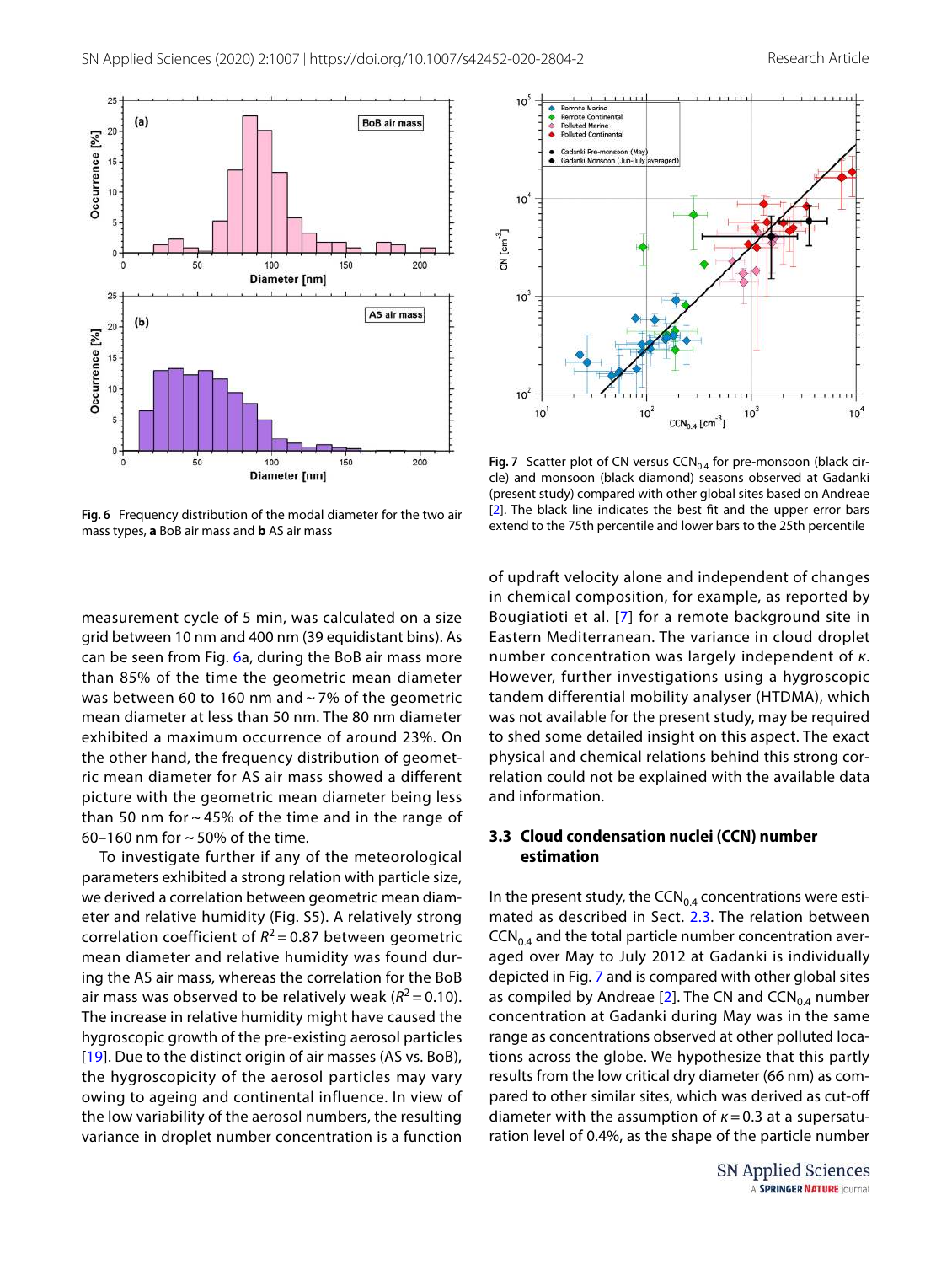Fig. 6 Frequency distribution of the modal diameter for the two air mass types, **a** BoB air mass and **b** AS air mass

Fig. 7 Scatter plot of CN versus $CCN_{0.4}$ for pre-monsoon (black circle) and monsoon (black diamond) seasons observed at Gadanki (present study) compared with other global sites based on Andreae [2]. The black line indicates the best fit and the upper error bars extend to the 75th percentile and lower bars to the 25th percentile

measurement cycle of 5 min, was calculated on a size grid between 10 nm and 400 nm (39 equidistant bins). As can be seen from Fig. 6a, during the BoB air mass more than 85% of the time the geometric mean diameter was between 60 to 160 nm and ~ 7% of the geometric mean diameter at less than 50 nm. The 80 nm diameter exhibited a maximum occurrence of around 23%. On the other hand, the frequency distribution of geometric mean diameter for AS air mass showed a different picture with the geometric mean diameter being less than 50 nm for ~ 45% of the time and in the range of 60–160 nm for ~ 50% of the time.

To investigate further if any of the meteorological parameters exhibited a strong relation with particle size, we derived a correlation between geometric mean diameter and relative humidity (Fig. S5). A relatively strong correlation coefficient of $R^2 = 0.87$ between geometric mean diameter and relative humidity was found during the AS air mass, whereas the correlation for the BoB air mass was observed to be relatively weak ($R^2 = 0.10$). The increase in relative humidity might have caused the hygroscopic growth of the pre-existing aerosol particles [19]. Due to the distinct origin of air masses (AS vs. BoB), the hygroscopicity of the aerosol particles may vary owing to ageing and continental influence. In view of the low variability of the aerosol numbers, the resulting variance in droplet number concentration is a function of updraft velocity alone and independent of changes in chemical composition, for example, as reported by Bougiatioti et al. [7] for a remote background site in Eastern Mediterranean. The variance in cloud droplet number concentration was largely independent of $\kappa$. However, further investigations using a hygroscopic tandem differential mobility analyser (HTDMA), which was not available for the present study, may be required to shed some detailed insight on this aspect. The exact physical and chemical relations behind this strong correlation could not be explained with the available data and information.

### 3.3 Cloud condensation nuclei (CCN) number estimation

In the present study, the $CCN_{0.4}$ concentrations were estimated as described in Sect. 2.3. The relation between $CCN_{0.4}$ and the total particle number concentration averaged over May to July 2012 at Gadanki is individually depicted in Fig. 7 and is compared with other global sites as compiled by Andreae [2]. The CN and $CCN_{0.4}$ number concentration at Gadanki during May was in the same range as concentrations observed at other polluted locations across the globe. We hypothesize that this partly results from the low critical dry diameter (66 nm) as compared to other similar sites, which was derived as cut-off diameter with the assumption of $\kappa = 0.3$ at a supersaturation level of 0.4%, as the shape of the particle number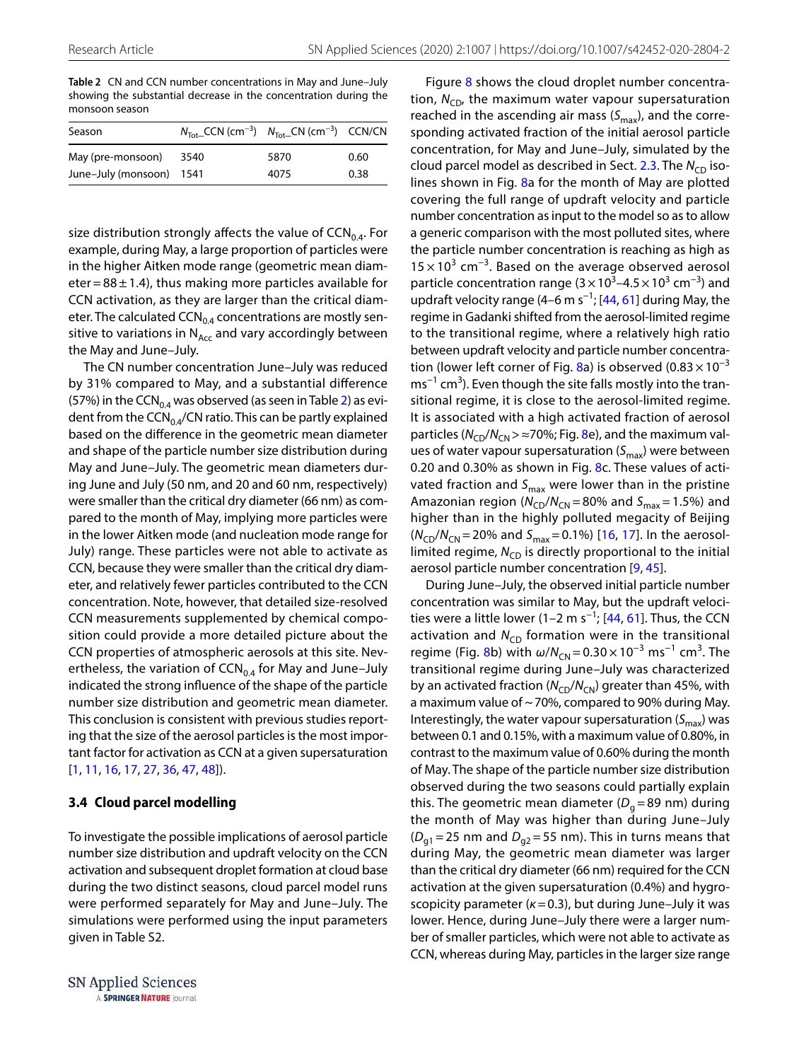**Table 2** CN and CCN number concentrations in May and June–July showing the substantial decrease in the concentration during the monsoon season

| Season | $N_{Tot}$\_CCN ($cm^{-3}$) | $N_{Tot}$\_CN ($cm^{-3}$) | CCN/CN |
|---|---|---|---|
| May (pre-monsoon) | 3540 | 5870 | 0.60 |
| June–July (monsoon) | 1541 | 4075 | 0.38 |

size distribution strongly affects the value of $CCN_{0.4}$. For example, during May, a large proportion of particles were in the higher Aitken mode range (geometric mean diameter = 88 ± 1.4), thus making more particles available for CCN activation, as they are larger than the critical diameter. The calculated $CCN_{0.4}$ concentrations are mostly sensitive to variations in $N_{Acc}$ and vary accordingly between the May and June–July.

The CN number concentration June–July was reduced by 31% compared to May, and a substantial difference (57%) in the $CCN_{0.4}$ was observed (as seen in Table 2) as evident from the $CCN_{0.4}$/CN ratio. This can be partly explained based on the difference in the geometric mean diameter and shape of the particle number size distribution during May and June–July. The geometric mean diameters during June and July (50 nm, and 20 and 60 nm, respectively) were smaller than the critical dry diameter (66 nm) as compared to the month of May, implying more particles were in the lower Aitken mode (and nucleation mode range for July) range. These particles were not able to activate as CCN, because they were smaller than the critical dry diameter, and relatively fewer particles contributed to the CCN concentration. Note, however, that detailed size-resolved CCN measurements supplemented by chemical composition could provide a more detailed picture about the CCN properties of atmospheric aerosols at this site. Nevertheless, the variation of $CCN_{0.4}$ for May and June–July indicated the strong influence of the shape of the particle number size distribution and geometric mean diameter. This conclusion is consistent with previous studies reporting that the size of the aerosol particles is the most important factor for activation as CCN at a given supersaturation [1, 11, 16, 17, 27, 36, 47, 48]).

### 3.4 Cloud parcel modelling

To investigate the possible implications of aerosol particle number size distribution and updraft velocity on the CCN activation and subsequent droplet formation at cloud base during the two distinct seasons, cloud parcel model runs were performed separately for May and June–July. The simulations were performed using the input parameters given in Table S2.

Figure 8 shows the cloud droplet number concentration, $N_{CD}$, the maximum water vapour supersaturation reached in the ascending air mass ($S_{max}$), and the corresponding activated fraction of the initial aerosol particle concentration, for May and June–July, simulated by the cloud parcel model as described in Sect. 2.3. The $N_{CD}$ isolines shown in Fig. 8a for the month of May are plotted covering the full range of updraft velocity and particle number concentration as input to the model so as to allow a generic comparison with the most polluted sites, where the particle number concentration is reaching as high as $15 \times 10^3$ $cm^{-3}$. Based on the average observed aerosol particle concentration range ($3 \times 10^3$–$4.5 \times 10^3$ $cm^{-3}$) and updraft velocity range (4–6 m $s^{-1}$; [44, 61] during May, the regime in Gadanki shifted from the aerosol-limited regime to the transitional regime, where a relatively high ratio between updraft velocity and particle number concentration (lower left corner of Fig. 8a) is observed ($0.83 \times 10^{-3}$ $ms^{-1}$ $cm^3$). Even though the site falls mostly into the transitional regime, it is close to the aerosol-limited regime. It is associated with a high activated fraction of aerosol particles ($N_{CD}/N_{CN} > \approx 70\%$; Fig. 8e), and the maximum values of water vapour supersaturation ($S_{max}$) were between 0.20 and 0.30% as shown in Fig. 8c. These values of activated fraction and $S_{max}$ were lower than in the pristine Amazonian region ($N_{CD}/N_{CN} = 80\%$ and $S_{max} = 1.5\%$) and higher than in the highly polluted megacity of Beijing ($N_{CD}/N_{CN} = 20\%$ and $S_{max} = 0.1\%$) [16, 17]. In the aerosol-limited regime, $N_{CD}$ is directly proportional to the initial aerosol particle number concentration [9, 45].

During June–July, the observed initial particle number concentration was similar to May, but the updraft velocities were a little lower (1–2 m $s^{-1}$; [44, 61]. Thus, the CCN activation and $N_{CD}$ formation were in the transitional regime (Fig. 8b) with $\omega/N_{CN} = 0.30 \times 10^{-3}$ $ms^{-1}$ $cm^3$. The transitional regime during June–July was characterized by an activated fraction ($N_{CD}/N_{CN}$) greater than 45%, with a maximum value of ~70%, compared to 90% during May. Interestingly, the water vapour supersaturation ($S_{max}$) was between 0.1 and 0.15%, with a maximum value of 0.80%, in contrast to the maximum value of 0.60% during the month of May. The shape of the particle number size distribution observed during the two seasons could partially explain this. The geometric mean diameter ($D_g = 89$ nm) during the month of May was higher than during June–July ($D_{g1} = 25$ nm and $D_{g2} = 55$ nm). This in turns means that during May, the geometric mean diameter was larger than the critical dry diameter (66 nm) required for the CCN activation at the given supersaturation (0.4%) and hygroscopicity parameter ($\kappa = 0.3$), but during June–July it was lower. Hence, during June–July there were a larger number of smaller particles, which were not able to activate as CCN, whereas during May, particles in the larger size range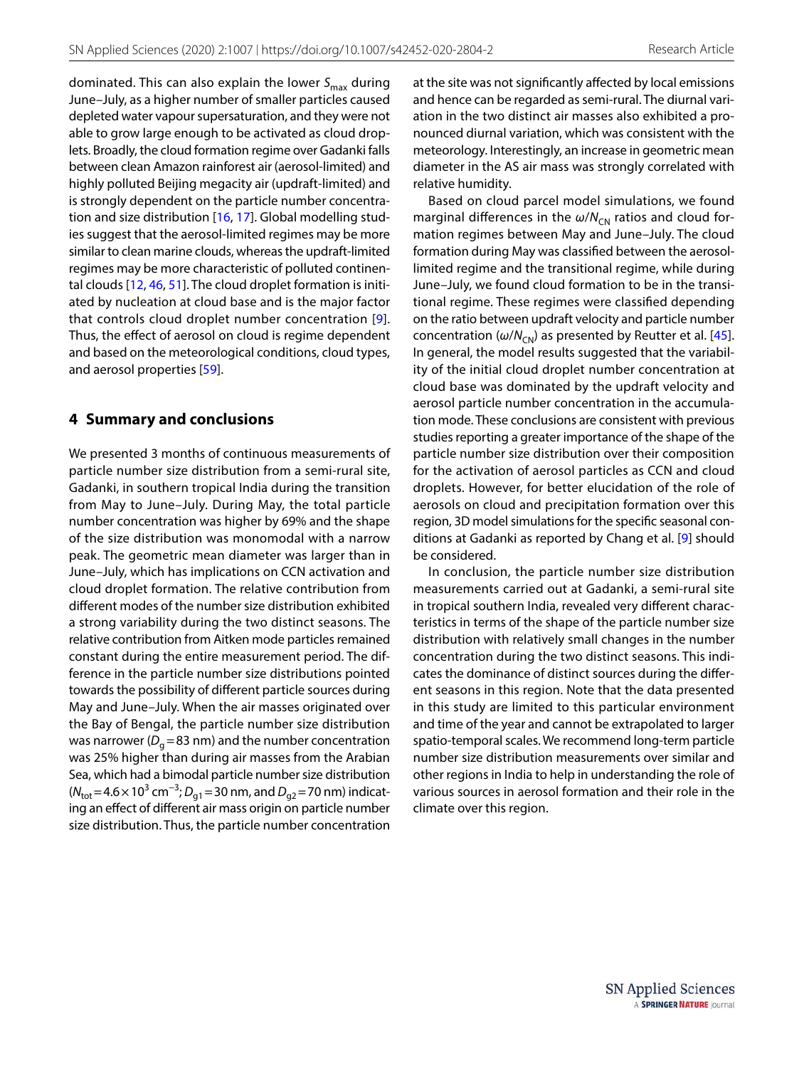dominated. This can also explain the lower $S_{max}$ during June–July, as a higher number of smaller particles caused depleted water vapour supersaturation, and they were not able to grow large enough to be activated as cloud droplets. Broadly, the cloud formation regime over Gadanki falls between clean Amazon rainforest air (aerosol-limited) and highly polluted Beijing megacity air (updraft-limited) and is strongly dependent on the particle number concentration and size distribution [16, 17]. Global modelling studies suggest that the aerosol-limited regimes may be more similar to clean marine clouds, whereas the updraft-limited regimes may be more characteristic of polluted continental clouds [12, 46, 51]. The cloud droplet formation is initiated by nucleation at cloud base and is the major factor that controls cloud droplet number concentration [9]. Thus, the effect of aerosol on cloud is regime dependent and based on the meteorological conditions, cloud types, and aerosol properties [59].

## 4 Summary and conclusions

We presented 3 months of continuous measurements of particle number size distribution from a semi-rural site, Gadanki, in southern tropical India during the transition from May to June–July. During May, the total particle number concentration was higher by 69% and the shape of the size distribution was monomodal with a narrow peak. The geometric mean diameter was larger than in June–July, which has implications on CCN activation and cloud droplet formation. The relative contribution from different modes of the number size distribution exhibited a strong variability during the two distinct seasons. The relative contribution from Aitken mode particles remained constant during the entire measurement period. The difference in the particle number size distributions pointed towards the possibility of different particle sources during May and June–July. When the air masses originated over the Bay of Bengal, the particle number size distribution was narrower ($D_g$ = 83 nm) and the number concentration was 25% higher than during air masses from the Arabian Sea, which had a bimodal particle number size distribution ($N_{tot}$ = $4.6\times10^3$ cm$^{-3}$; $D_{g1}$ = 30 nm, and $D_{g2}$ = 70 nm) indicating an effect of different air mass origin on particle number size distribution. Thus, the particle number concentration at the site was not significantly affected by local emissions and hence can be regarded as semi-rural. The diurnal variation in the two distinct air masses also exhibited a pronounced diurnal variation, which was consistent with the meteorology. Interestingly, an increase in geometric mean diameter in the AS air mass was strongly correlated with relative humidity.

Based on cloud parcel model simulations, we found marginal differences in the $\omega/N_{CN}$ ratios and cloud formation regimes between May and June–July. The cloud formation during May was classified between the aerosol-limited regime and the transitional regime, while during June–July, we found cloud formation to be in the transitional regime. These regimes were classified depending on the ratio between updraft velocity and particle number concentration ($\omega/N_{CN}$) as presented by Reutter et al. [45]. In general, the model results suggested that the variability of the initial cloud droplet number concentration at cloud base was dominated by the updraft velocity and aerosol particle number concentration in the accumulation mode. These conclusions are consistent with previous studies reporting a greater importance of the shape of the particle number size distribution over their composition for the activation of aerosol particles as CCN and cloud droplets. However, for better elucidation of the role of aerosols on cloud and precipitation formation over this region, 3D model simulations for the specific seasonal conditions at Gadanki as reported by Chang et al. [9] should be considered.

In conclusion, the particle number size distribution measurements carried out at Gadanki, a semi-rural site in tropical southern India, revealed very different characteristics in terms of the shape of the particle number size distribution with relatively small changes in the number concentration during the two distinct seasons. This indicates the dominance of distinct sources during the different seasons in this region. Note that the data presented in this study are limited to this particular environment and time of the year and cannot be extrapolated to larger spatio-temporal scales. We recommend long-term particle number size distribution measurements over similar and other regions in India to help in understanding the role of various sources in aerosol formation and their role in the climate over this region.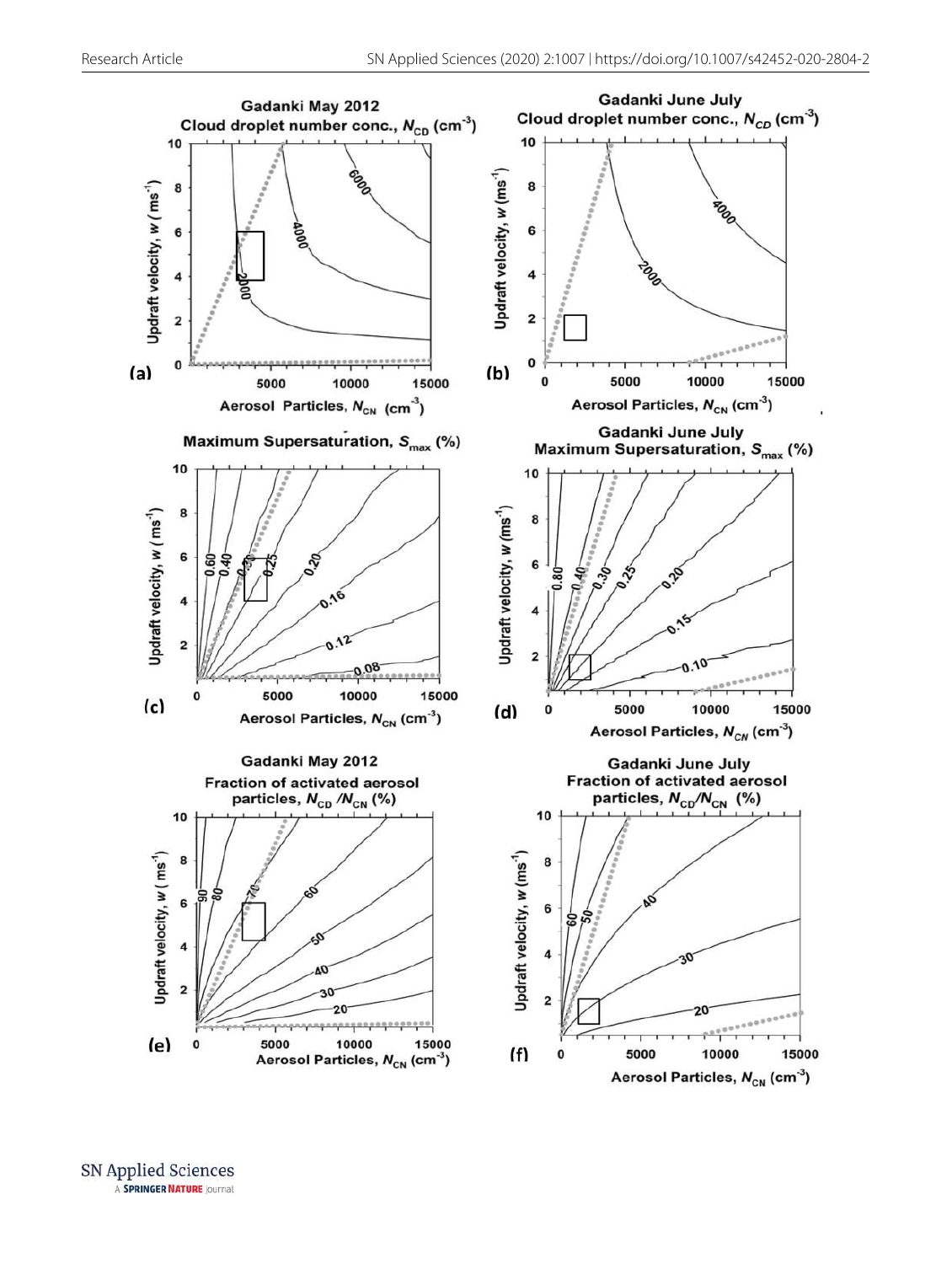**(a)** Gadanki May 2012
Cloud droplet number conc., $N_{CD}$ ($cm^{-3}$)

Updraft velocity, $w$ ($ms^{-1}$)

Aerosol Particles, $N_{CN}$ ($cm^{-3}$)

Contours: 2000, 4000, 6000

**(b)** Gadanki June July
Cloud droplet number conc., $N_{CD}$ ($cm^{-3}$)

Updraft velocity, $w$ ($ms^{-1}$)

Aerosol Particles, $N_{CN}$ ($cm^{-3}$)

Contours: 2000, 4000

**(c)** Maximum Supersaturation, $S_{max}$ (%)

Updraft velocity, $w$ ($ms^{-1}$)

Aerosol Particles, $N_{CN}$ ($cm^{-3}$)

Contours: 0.60, 0.40, 0.30, 0.25, 0.20, 0.16, 0.12, 0.08

**(d)** Gadanki June July
Maximum Supersaturation, $S_{max}$ (%)

Updraft velocity, $w$ ($ms^{-1}$)

Aerosol Particles, $N_{CN}$ ($cm^{-3}$)

Contours: 0.80, 0.40, 0.30, 0.25, 0.20, 0.15, 0.10

**(e)** Gadanki May 2012
Fraction of activated aerosol particles, $N_{CD}/N_{CN}$ (%)

Updraft velocity, $w$ ($ms^{-1}$)

Aerosol Particles, $N_{CN}$ ($cm^{-3}$)

Contours: 90, 80, 70, 60, 50, 40, 30, 20

**(f)** Gadanki June July
Fraction of activated aerosol particles, $N_{CD}/N_{CN}$ (%)

Updraft velocity, $w$ ($ms^{-1}$)

Aerosol Particles, $N_{CN}$ ($cm^{-3}$)

Contours: 60, 50, 40, 30, 20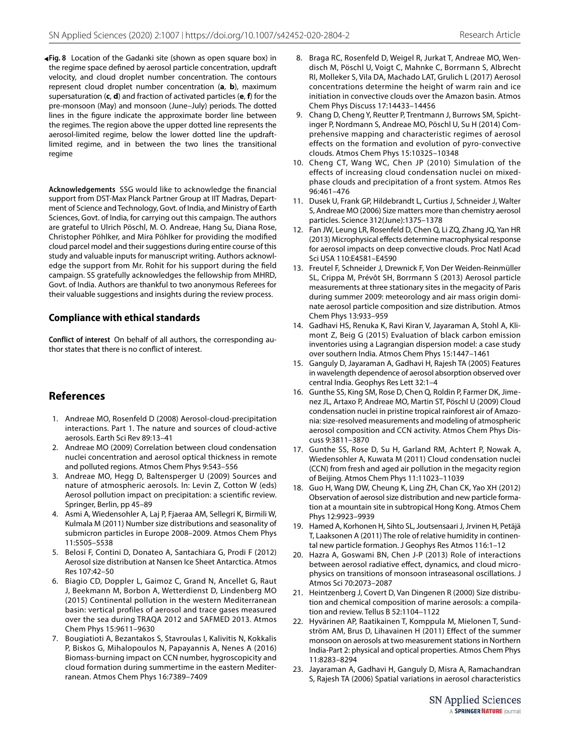**Fig. 8** Location of the Gadanki site (shown as open square box) in the regime space defined by aerosol particle concentration, updraft velocity, and cloud droplet number concentration. The contours represent cloud droplet number concentration (**a**, **b**), maximum supersaturation (**c**, **d**) and fraction of activated particles (**e**, **f**) for the pre-monsoon (May) and monsoon (June–July) periods. The dotted lines in the figure indicate the approximate border line between the regimes. The region above the upper dotted line represents the aerosol-limited regime, below the lower dotted line the updraft-limited regime, and in between the two lines the transitional regime

**Acknowledgements** SSG would like to acknowledge the financial support from DST-Max Planck Partner Group at IIT Madras, Department of Science and Technology, Govt. of India, and Ministry of Earth Sciences, Govt. of India, for carrying out this campaign. The authors are grateful to Ulrich Pöschl, M. O. Andreae, Hang Su, Diana Rose, Christopher Pöhlker, and Mira Pöhlker for providing the modified cloud parcel model and their suggestions during entire course of this study and valuable inputs for manuscript writing. Authors acknowledge the support from Mr. Rohit for his support during the field campaign. SS gratefully acknowledges the fellowship from MHRD, Govt. of India. Authors are thankful to two anonymous Referees for their valuable suggestions and insights during the review process.

## Compliance with ethical standards

**Conflict of interest** On behalf of all authors, the corresponding author states that there is no conflict of interest.

# References

1. Andreae MO, Rosenfeld D (2008) Aerosol-cloud-precipitation interactions. Part 1. The nature and sources of cloud-active aerosols. Earth Sci Rev 89:13–41
2. Andreae MO (2009) Correlation between cloud condensation nuclei concentration and aerosol optical thickness in remote and polluted regions. Atmos Chem Phys 9:543–556
3. Andreae MO, Hegg D, Baltensperger U (2009) Sources and nature of atmospheric aerosols. In: Levin Z, Cotton W (eds) Aerosol pollution impact on precipitation: a scientific review. Springer, Berlin, pp 45–89
4. Asmi A, Wiedensohler A, Laj P, Fjaeraa AM, Sellegri K, Birmili W, Kulmala M (2011) Number size distributions and seasonality of submicron particles in Europe 2008–2009. Atmos Chem Phys 11:5505–5538
5. Belosi F, Contini D, Donateo A, Santachiara G, Prodi F (2012) Aerosol size distribution at Nansen Ice Sheet Antarctica. Atmos Res 107:42–50
6. Biagio CD, Doppler L, Gaimoz C, Grand N, Ancellet G, Raut J, Beekmann M, Borbon A, Wetterdienst D, Lindenberg MO (2015) Continental pollution in the western Mediterranean basin: vertical profiles of aerosol and trace gases measured over the sea during TRAQA 2012 and SAFMED 2013. Atmos Chem Phys 15:9611–9630
7. Bougiatioti A, Bezantakos S, Stavroulas I, Kalivitis N, Kokkalis P, Biskos G, Mihalopoulos N, Papayannis A, Nenes A (2016) Biomass-burning impact on CCN number, hygroscopicity and cloud formation during summertime in the eastern Mediterranean. Atmos Chem Phys 16:7389–7409
8. Braga RC, Rosenfeld D, Weigel R, Jurkat T, Andreae MO, Wendisch M, Pöschl U, Voigt C, Mahnke C, Borrmann S, Albrecht RI, Molleker S, Vila DA, Machado LAT, Grulich L (2017) Aerosol concentrations determine the height of warm rain and ice initiation in convective clouds over the Amazon basin. Atmos Chem Phys Discuss 17:14433–14456
9. Chang D, Cheng Y, Reutter P, Trentmann J, Burrows SM, Spichtinger P, Nordmann S, Andreae MO, Pöschl U, Su H (2014) Comprehensive mapping and characteristic regimes of aerosol effects on the formation and evolution of pyro-convective clouds. Atmos Chem Phys 15:10325–10348
10. Cheng CT, Wang WC, Chen JP (2010) Simulation of the effects of increasing cloud condensation nuclei on mixed-phase clouds and precipitation of a front system. Atmos Res 96:461–476
11. Dusek U, Frank GP, Hildebrandt L, Curtius J, Schneider J, Walter S, Andreae MO (2006) Size matters more than chemistry aerosol particles. Science 312(June):1375–1378
12. Fan JW, Leung LR, Rosenfeld D, Chen Q, Li ZQ, Zhang JQ, Yan HR (2013) Microphysical effects determine macrophysical response for aerosol impacts on deep convective clouds. Proc Natl Acad Sci USA 110:E4581–E4590
13. Freutel F, Schneider J, Drewnick F, Von Der Weiden-Reinmüller SL, Crippa M, Prévôt SH, Borrmann S (2013) Aerosol particle measurements at three stationary sites in the megacity of Paris during summer 2009: meteorology and air mass origin dominate aerosol particle composition and size distribution. Atmos Chem Phys 13:933–959
14. Gadhavi HS, Renuka K, Ravi Kiran V, Jayaraman A, Stohl A, Klimont Z, Beig G (2015) Evaluation of black carbon emission inventories using a Lagrangian dispersion model: a case study over southern India. Atmos Chem Phys 15:1447–1461
15. Ganguly D, Jayaraman A, Gadhavi H, Rajesh TA (2005) Features in wavelength dependence of aerosol absorption observed over central India. Geophys Res Lett 32:1–4
16. Gunthe SS, King SM, Rose D, Chen Q, Roldin P, Farmer DK, Jimenez JL, Artaxo P, Andreae MO, Martin ST, Pöschl U (2009) Cloud condensation nuclei in pristine tropical rainforest air of Amazonia: size-resolved measurements and modeling of atmospheric aerosol composition and CCN activity. Atmos Chem Phys Discuss 9:3811–3870
17. Gunthe SS, Rose D, Su H, Garland RM, Achtert P, Nowak A, Wiedensohler A, Kuwata M (2011) Cloud condensation nuclei (CCN) from fresh and aged air pollution in the megacity region of Beijing. Atmos Chem Phys 11:11023–11039
18. Guo H, Wang DW, Cheung K, Ling ZH, Chan CK, Yao XH (2012) Observation of aerosol size distribution and new particle formation at a mountain site in subtropical Hong Kong. Atmos Chem Phys 12:9923–9939
19. Hamed A, Korhonen H, Sihto SL, Joutsensaari J, Jrvinen H, Petäjä T, Laaksonen A (2011) The role of relative humidity in continental new particle formation. J Geophys Res Atmos 116:1–12
20. Hazra A, Goswami BN, Chen J-P (2013) Role of interactions between aerosol radiative effect, dynamics, and cloud microphysics on transitions of monsoon intraseasonal oscillations. J Atmos Sci 70:2073–2087
21. Heintzenberg J, Covert D, Van Dingenen R (2000) Size distribution and chemical composition of marine aerosols: a compilation and review. Tellus B 52:1104–1122
22. Hyvärinen AP, Raatikainen T, Komppula M, Mielonen T, Sundström AM, Brus D, Lihavainen H (2011) Effect of the summer monsoon on aerosols at two measurement stations in Northern India-Part 2: physical and optical properties. Atmos Chem Phys 11:8283–8294
23. Jayaraman A, Gadhavi H, Ganguly D, Misra A, Ramachandran S, Rajesh TA (2006) Spatial variations in aerosol characteristics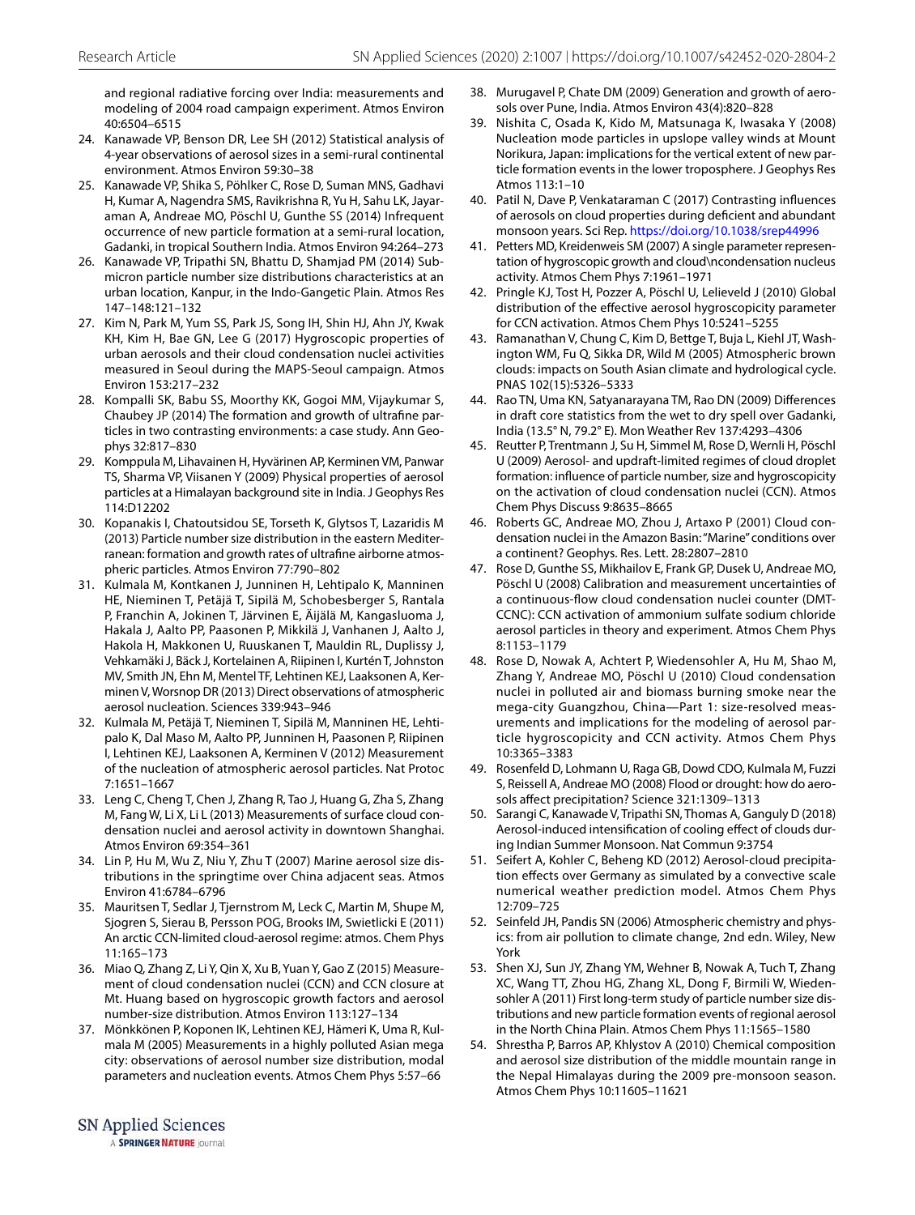and regional radiative forcing over India: measurements and modeling of 2004 road campaign experiment. Atmos Environ 40:6504–6515

24. Kanawade VP, Benson DR, Lee SH (2012) Statistical analysis of 4-year observations of aerosol sizes in a semi-rural continental environment. Atmos Environ 59:30–38
25. Kanawade VP, Shika S, Pöhlker C, Rose D, Suman MNS, Gadhavi H, Kumar A, Nagendra SMS, Ravikrishna R, Yu H, Sahu LK, Jayaraman A, Andreae MO, Pöschl U, Gunthe SS (2014) Infrequent occurrence of new particle formation at a semi-rural location, Gadanki, in tropical Southern India. Atmos Environ 94:264–273
26. Kanawade VP, Tripathi SN, Bhattu D, Shamjad PM (2014) Submicron particle number size distributions characteristics at an urban location, Kanpur, in the Indo-Gangetic Plain. Atmos Res 147–148:121–132
27. Kim N, Park M, Yum SS, Park JS, Song IH, Shin HJ, Ahn JY, Kwak KH, Kim H, Bae GN, Lee G (2017) Hygroscopic properties of urban aerosols and their cloud condensation nuclei activities measured in Seoul during the MAPS-Seoul campaign. Atmos Environ 153:217–232
28. Kompalli SK, Babu SS, Moorthy KK, Gogoi MM, Vijaykumar S, Chaubey JP (2014) The formation and growth of ultrafine particles in two contrasting environments: a case study. Ann Geophys 32:817–830
29. Komppula M, Lihavainen H, Hyvärinen AP, Kerminen VM, Panwar TS, Sharma VP, Viisanen Y (2009) Physical properties of aerosol particles at a Himalayan background site in India. J Geophys Res 114:D12202
30. Kopanakis I, Chatoutsidou SE, Torseth K, Glytsos T, Lazaridis M (2013) Particle number size distribution in the eastern Mediterranean: formation and growth rates of ultrafine airborne atmospheric particles. Atmos Environ 77:790–802
31. Kulmala M, Kontkanen J, Junninen H, Lehtipalo K, Manninen HE, Nieminen T, Petäjä T, Sipilä M, Schobesberger S, Rantala P, Franchin A, Jokinen T, Järvinen E, Äijälä M, Kangasluoma J, Hakala J, Aalto PP, Paasonen P, Mikkilä J, Vanhanen J, Aalto J, Hakola H, Makkonen U, Ruuskanen T, Mauldin RL, Duplissy J, Vehkamäki J, Bäck J, Kortelainen A, Riipinen I, Kurtén T, Johnston MV, Smith JN, Ehn M, Mentel TF, Lehtinen KEJ, Laaksonen A, Kerminen V, Worsnop DR (2013) Direct observations of atmospheric aerosol nucleation. Sciences 339:943–946
32. Kulmala M, Petäjä T, Nieminen T, Sipilä M, Manninen HE, Lehtipalo K, Dal Maso M, Aalto PP, Junninen H, Paasonen P, Riipinen I, Lehtinen KEJ, Laaksonen A, Kerminen V (2012) Measurement of the nucleation of atmospheric aerosol particles. Nat Protoc 7:1651–1667
33. Leng C, Cheng T, Chen J, Zhang R, Tao J, Huang G, Zha S, Zhang M, Fang W, Li X, Li L (2013) Measurements of surface cloud condensation nuclei and aerosol activity in downtown Shanghai. Atmos Environ 69:354–361
34. Lin P, Hu M, Wu Z, Niu Y, Zhu T (2007) Marine aerosol size distributions in the springtime over China adjacent seas. Atmos Environ 41:6784–6796
35. Mauritsen T, Sedlar J, Tjernstrom M, Leck C, Martin M, Shupe M, Sjogren S, Sierau B, Persson POG, Brooks IM, Swietlicki E (2011) An arctic CCN-limited cloud-aerosol regime: atmos. Chem Phys 11:165–173
36. Miao Q, Zhang Z, Li Y, Qin X, Xu B, Yuan Y, Gao Z (2015) Measurement of cloud condensation nuclei (CCN) and CCN closure at Mt. Huang based on hygroscopic growth factors and aerosol number-size distribution. Atmos Environ 113:127–134
37. Mönkkönen P, Koponen IK, Lehtinen KEJ, Hämeri K, Uma R, Kulmala M (2005) Measurements in a highly polluted Asian mega city: observations of aerosol number size distribution, modal parameters and nucleation events. Atmos Chem Phys 5:57–66
38. Murugavel P, Chate DM (2009) Generation and growth of aerosols over Pune, India. Atmos Environ 43(4):820–828
39. Nishita C, Osada K, Kido M, Matsunaga K, Iwasaka Y (2008) Nucleation mode particles in upslope valley winds at Mount Norikura, Japan: implications for the vertical extent of new particle formation events in the lower troposphere. J Geophys Res Atmos 113:1–10
40. Patil N, Dave P, Venkataraman C (2017) Contrasting influences of aerosols on cloud properties during deficient and abundant monsoon years. Sci Rep. https://doi.org/10.1038/srep44996
41. Petters MD, Kreidenweis SM (2007) A single parameter representation of hygroscopic growth and cloud\ncondensation nucleus activity. Atmos Chem Phys 7:1961–1971
42. Pringle KJ, Tost H, Pozzer A, Pöschl U, Lelieveld J (2010) Global distribution of the effective aerosol hygroscopicity parameter for CCN activation. Atmos Chem Phys 10:5241–5255
43. Ramanathan V, Chung C, Kim D, Bettge T, Buja L, Kiehl JT, Washington WM, Fu Q, Sikka DR, Wild M (2005) Atmospheric brown clouds: impacts on South Asian climate and hydrological cycle. PNAS 102(15):5326–5333
44. Rao TN, Uma KN, Satyanarayana TM, Rao DN (2009) Differences in draft core statistics from the wet to dry spell over Gadanki, India (13.5° N, 79.2° E). Mon Weather Rev 137:4293–4306
45. Reutter P, Trentmann J, Su H, Simmel M, Rose D, Wernli H, Pöschl U (2009) Aerosol- and updraft-limited regimes of cloud droplet formation: influence of particle number, size and hygroscopicity on the activation of cloud condensation nuclei (CCN). Atmos Chem Phys Discuss 9:8635–8665
46. Roberts GC, Andreae MO, Zhou J, Artaxo P (2001) Cloud condensation nuclei in the Amazon Basin: "Marine" conditions over a continent? Geophys. Res. Lett. 28:2807–2810
47. Rose D, Gunthe SS, Mikhailov E, Frank GP, Dusek U, Andreae MO, Pöschl U (2008) Calibration and measurement uncertainties of a continuous-flow cloud condensation nuclei counter (DMT-CCNC): CCN activation of ammonium sulfate sodium chloride aerosol particles in theory and experiment. Atmos Chem Phys 8:1153–1179
48. Rose D, Nowak A, Achtert P, Wiedensohler A, Hu M, Shao M, Zhang Y, Andreae MO, Pöschl U (2010) Cloud condensation nuclei in polluted air and biomass burning smoke near the mega-city Guangzhou, China—Part 1: size-resolved measurements and implications for the modeling of aerosol particle hygroscopicity and CCN activity. Atmos Chem Phys 10:3365–3383
49. Rosenfeld D, Lohmann U, Raga GB, Dowd CDO, Kulmala M, Fuzzi S, Reissell A, Andreae MO (2008) Flood or drought: how do aerosols affect precipitation? Science 321:1309–1313
50. Sarangi C, Kanawade V, Tripathi SN, Thomas A, Ganguly D (2018) Aerosol-induced intensification of cooling effect of clouds during Indian Summer Monsoon. Nat Commun 9:3754
51. Seifert A, Kohler C, Beheng KD (2012) Aerosol-cloud precipitation effects over Germany as simulated by a convective scale numerical weather prediction model. Atmos Chem Phys 12:709–725
52. Seinfeld JH, Pandis SN (2006) Atmospheric chemistry and physics: from air pollution to climate change, 2nd edn. Wiley, New York
53. Shen XJ, Sun JY, Zhang YM, Wehner B, Nowak A, Tuch T, Zhang XC, Wang TT, Zhou HG, Zhang XL, Dong F, Birmili W, Wiedensohler A (2011) First long-term study of particle number size distributions and new particle formation events of regional aerosol in the North China Plain. Atmos Chem Phys 11:1565–1580
54. Shrestha P, Barros AP, Khlystov A (2010) Chemical composition and aerosol size distribution of the middle mountain range in the Nepal Himalayas during the 2009 pre-monsoon season. Atmos Chem Phys 10:11605–11621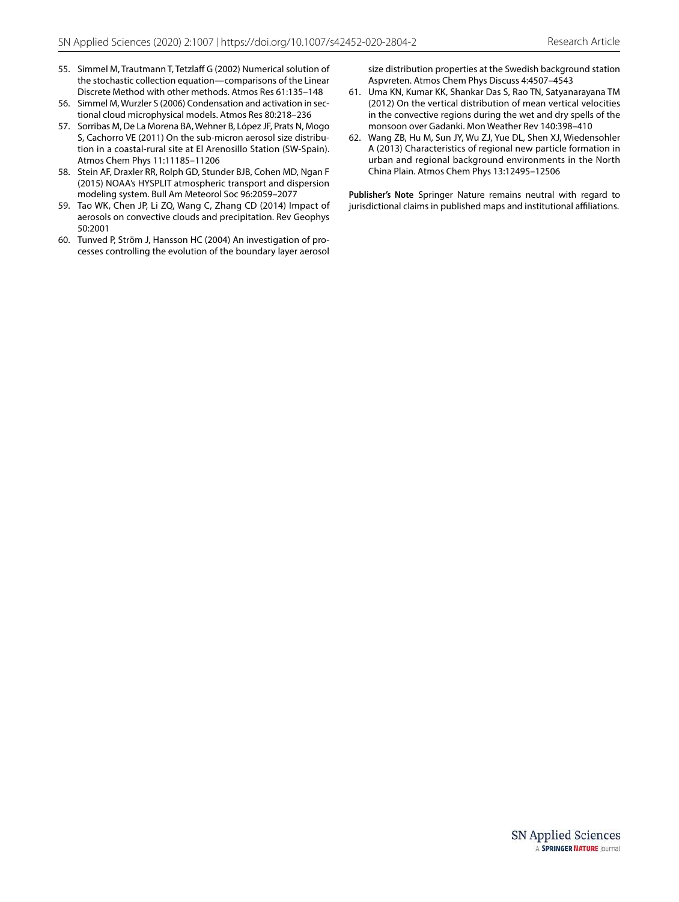55. Simmel M, Trautmann T, Tetzlaff G (2002) Numerical solution of the stochastic collection equation—comparisons of the Linear Discrete Method with other methods. Atmos Res 61:135–148
56. Simmel M, Wurzler S (2006) Condensation and activation in sectional cloud microphysical models. Atmos Res 80:218–236
57. Sorribas M, De La Morena BA, Wehner B, López JF, Prats N, Mogo S, Cachorro VE (2011) On the sub-micron aerosol size distribution in a coastal-rural site at El Arenosillo Station (SW-Spain). Atmos Chem Phys 11:11185–11206
58. Stein AF, Draxler RR, Rolph GD, Stunder BJB, Cohen MD, Ngan F (2015) NOAA's HYSPLIT atmospheric transport and dispersion modeling system. Bull Am Meteorol Soc 96:2059–2077
59. Tao WK, Chen JP, Li ZQ, Wang C, Zhang CD (2014) Impact of aerosols on convective clouds and precipitation. Rev Geophys 50:2001
60. Tunved P, Ström J, Hansson HC (2004) An investigation of processes controlling the evolution of the boundary layer aerosol size distribution properties at the Swedish background station Aspvreten. Atmos Chem Phys Discuss 4:4507–4543
61. Uma KN, Kumar KK, Shankar Das S, Rao TN, Satyanarayana TM (2012) On the vertical distribution of mean vertical velocities in the convective regions during the wet and dry spells of the monsoon over Gadanki. Mon Weather Rev 140:398–410
62. Wang ZB, Hu M, Sun JY, Wu ZJ, Yue DL, Shen XJ, Wiedensohler A (2013) Characteristics of regional new particle formation in urban and regional background environments in the North China Plain. Atmos Chem Phys 13:12495–12506

**Publisher's Note** Springer Nature remains neutral with regard to jurisdictional claims in published maps and institutional affiliations.